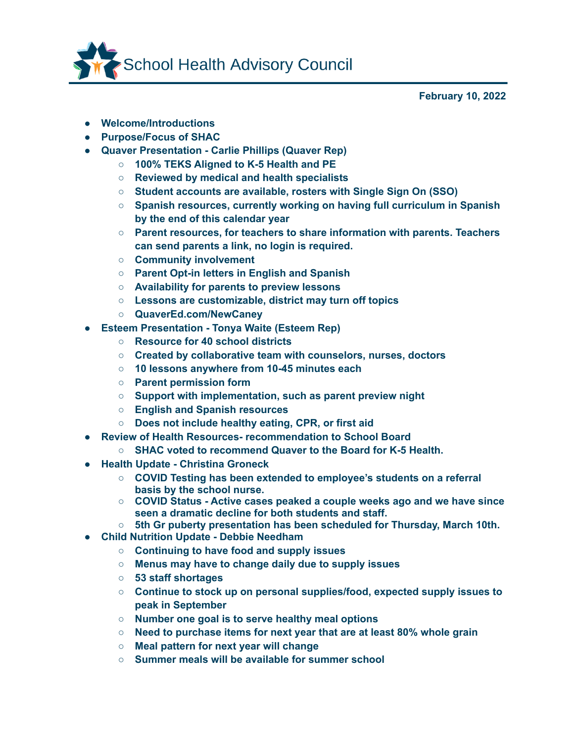# School Health Advisory Council

**February 10, 2022**

- **Welcome/Introductions**
- **Purpose/Focus of SHAC**
- **Quaver Presentation - Carlie Phillips (Quaver Rep)**
  - **100% TEKS Aligned to K-5 Health and PE**
  - **Reviewed by medical and health specialists**
  - **Student accounts are available, rosters with Single Sign On (SSO)**
  - **Spanish resources, currently working on having full curriculum in Spanish by the end of this calendar year**
  - **Parent resources, for teachers to share information with parents. Teachers can send parents a link, no login is required.**
  - **Community involvement**
  - **Parent Opt-in letters in English and Spanish**
  - **Availability for parents to preview lessons**
  - **Lessons are customizable, district may turn off topics**
  - **QuaverEd.com/NewCaney**
- **Esteem Presentation - Tonya Waite (Esteem Rep)**
  - **Resource for 40 school districts**
  - **Created by collaborative team with counselors, nurses, doctors**
  - **10 lessons anywhere from 10-45 minutes each**
  - **Parent permission form**
  - **Support with implementation, such as parent preview night**
  - **English and Spanish resources**
  - **Does not include healthy eating, CPR, or first aid**
- **Review of Health Resources- recommendation to School Board**
  - **SHAC voted to recommend Quaver to the Board for K-5 Health.**
- **Health Update - Christina Groneck**
  - **COVID Testing has been extended to employee's students on a referral basis by the school nurse.**
  - **COVID Status - Active cases peaked a couple weeks ago and we have since seen a dramatic decline for both students and staff.**
  - **5th Gr puberty presentation has been scheduled for Thursday, March 10th.**
- **Child Nutrition Update - Debbie Needham**
  - **Continuing to have food and supply issues**
  - **Menus may have to change daily due to supply issues**
  - **53 staff shortages**
  - **Continue to stock up on personal supplies/food, expected supply issues to peak in September**
  - **Number one goal is to serve healthy meal options**
  - **Need to purchase items for next year that are at least 80% whole grain**
  - **Meal pattern for next year will change**
  - **Summer meals will be available for summer school**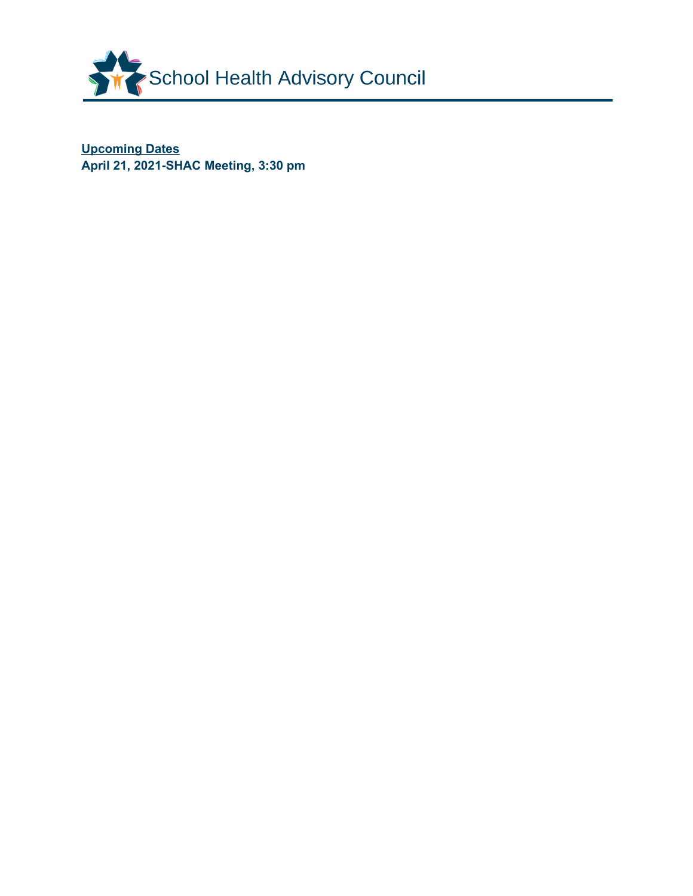School Health Advisory Council

**<u>Upcoming Dates</u>**

**April 21, 2021-SHAC Meeting, 3:30 pm**